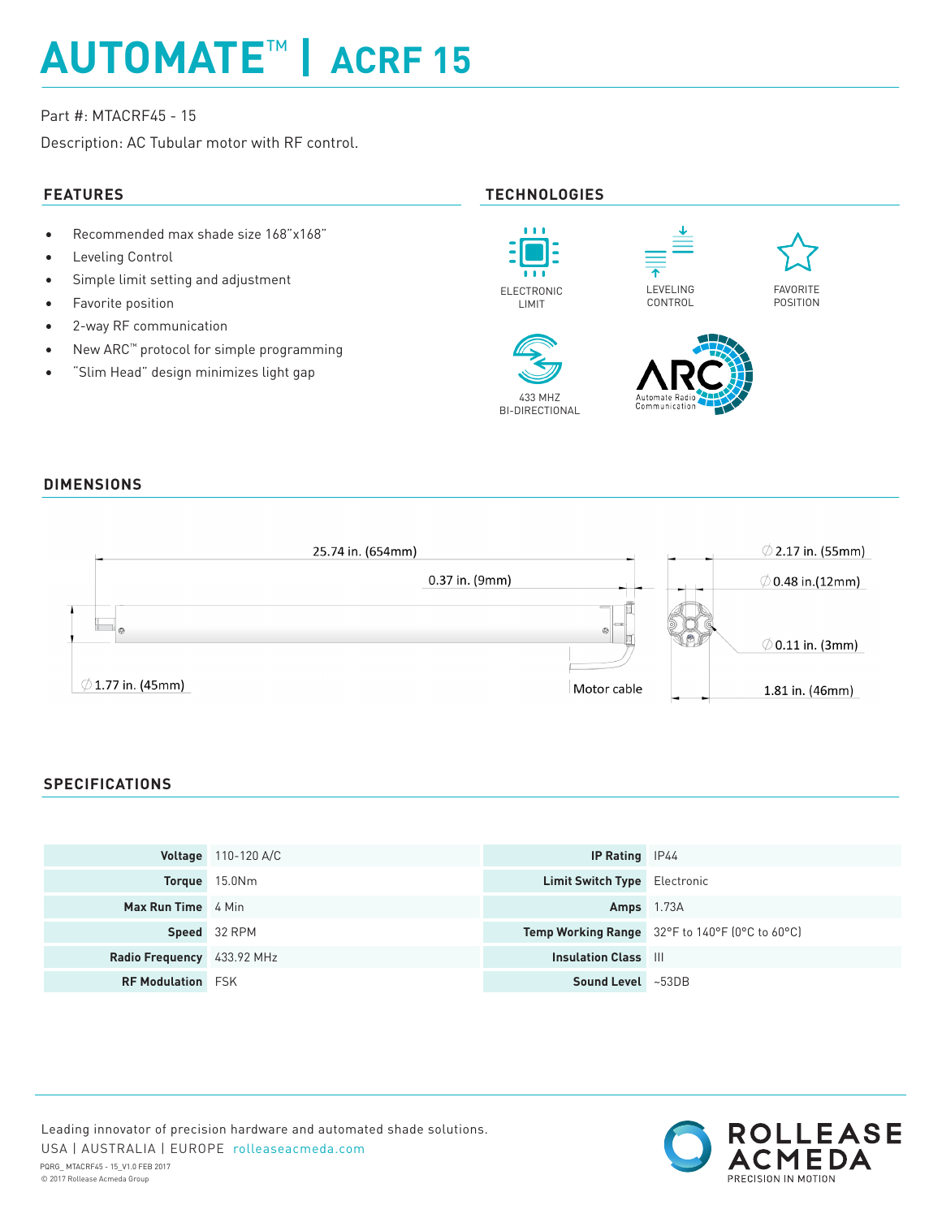# AUTOMATE™ | ACRF 15

Part #: MTACRF45 - 15

Description: AC Tubular motor with RF control.

## FEATURES

- Recommended max shade size 168"x168"
- Leveling Control
- Simple limit setting and adjustment
- Favorite position
- 2-way RF communication
- New ARC™ protocol for simple programming
- "Slim Head" design minimizes light gap

## TECHNOLOGIES

ELECTRONIC LIMIT

LEVELING CONTROL

FAVORITE POSITION

433 MHZ BI-DIRECTIONAL

ARC Automate Radio Communication

## DIMENSIONS

25.74 in. (654mm)

0.37 in. (9mm)

∅ 1.77 in. (45mm)

Motor cable

∅ 2.17 in. (55mm)

∅ 0.48 in.(12mm)

∅ 0.11 in. (3mm)

1.81 in. (46mm)

## SPECIFICATIONS

| | | | |
|---|---|---|---|
| **Voltage** | 110-120 A/C | **IP Rating** | IP44 |
| **Torque** | 15.0Nm | **Limit Switch Type** | Electronic |
| **Max Run Time** | 4 Min | **Amps** | 1.73A |
| **Speed** | 32 RPM | **Temp Working Range** | 32°F to 140°F (0°C to 60°C) |
| **Radio Frequency** | 433.92 MHz | **Insulation Class** | III |
| **RF Modulation** | FSK | **Sound Level** | ~53DB |

Leading innovator of precision hardware and automated shade solutions.

USA | AUSTRALIA | EUROPE rolleaseacmeda.com

PQRG_ MTACRF45 - 15_V1.0 FEB 2017

© 2017 Rollease Acmeda Group

ROLLEASE ACMEDA PRECISION IN MOTION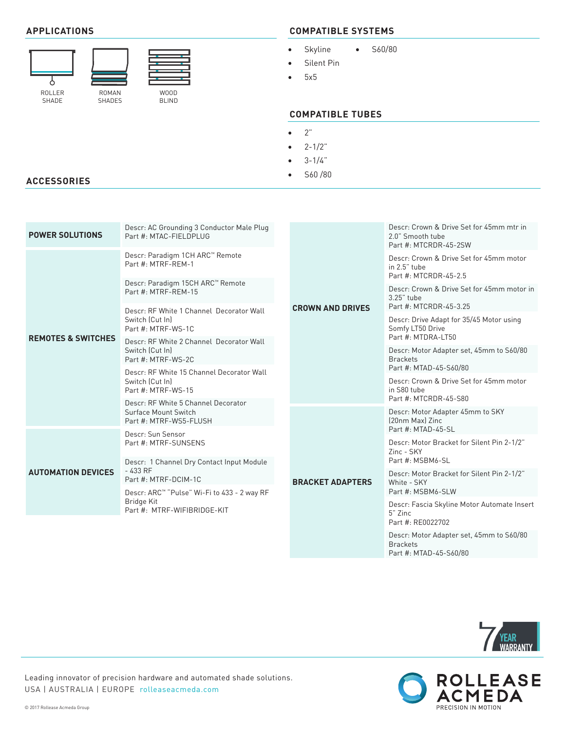## APPLICATIONS

ROLLER SHADE

ROMAN SHADES

WOOD BLIND

## COMPATIBLE SYSTEMS

- Skyline
- Silent Pin
- 5x5
- S60/80

## COMPATIBLE TUBES

- 2"
- 2-1/2"
- 3-1/4"
- S60 /80

## ACCESSORIES

| | |
|---|---|
| **POWER SOLUTIONS** | Descr: AC Grounding 3 Conductor Male Plug<br>Part #: MTAC-FIELDPLUG |
| **REMOTES & SWITCHES** | Descr: Paradigm 1CH ARC™ Remote<br>Part #: MTRF-REM-1 |
| | Descr: Paradigm 15CH ARC™ Remote<br>Part #: MTRF-REM-15 |
| | Descr: RF White 1 Channel Decorator Wall Switch (Cut In)<br>Part #: MTRF-WS-1C |
| | Descr: RF White 2 Channel Decorator Wall Switch (Cut In)<br>Part #: MTRF-WS-2C |
| | Descr: RF White 15 Channel Decorator Wall Switch (Cut In)<br>Part #: MTRF-WS-15 |
| | Descr: RF White 5 Channel Decorator Surface Mount Switch<br>Part #: MTRF-WS5-FLUSH |
| **AUTOMATION DEVICES** | Descr: Sun Sensor<br>Part #: MTRF-SUNSENS |
| | Descr: 1 Channel Dry Contact Input Module - 433 RF<br>Part #: MTRF-DCIM-1C |
| | Descr: ARC™ "Pulse" Wi-Fi to 433 - 2 way RF Bridge Kit<br>Part #: MTRF-WIFIBRIDGE-KIT |

| | |
|---|---|
| **CROWN AND DRIVES** | Descr: Crown & Drive Set for 45mm mtr in 2.0" Smooth tube<br>Part #: MTCRDR-45-2SW |
| | Descr: Crown & Drive Set for 45mm motor in 2.5" tube<br>Part #: MTCRDR-45-2.5 |
| | Descr: Crown & Drive Set for 45mm motor in 3.25" tube<br>Part #: MTCRDR-45-3.25 |
| | Descr: Drive Adapt for 35/45 Motor using Somfy LT50 Drive<br>Part #: MTDRA-LT50 |
| | Descr: Motor Adapter set, 45mm to S60/80 Brackets<br>Part #: MTAD-45-S60/80 |
| | Descr: Crown & Drive Set for 45mm motor in S80 tube<br>Part #: MTCRDR-45-S80 |
| **BRACKET ADAPTERS** | Descr: Motor Adapter 45mm to SKY (20nm Max) Zinc<br>Part #: MTAD-45-SL |
| | Descr: Motor Bracket for Silent Pin 2-1/2" Zinc - SKY<br>Part #: MSBM6-SL |
| | Descr: Motor Bracket for Silent Pin 2-1/2" White - SKY<br>Part #: MSBM6-SLW |
| | Descr: Fascia Skyline Motor Automate Insert 5" Zinc<br>Part #: RE0022702 |
| | Descr: Motor Adapter set, 45mm to S60/80 Brackets<br>Part #: MTAD-45-S60/80 |

7 YEAR WARRANTY

Leading innovator of precision hardware and automated shade solutions.
USA | AUSTRALIA | EUROPE rolleaseacmeda.com

ROLLEASE ACMEDA
PRECISION IN MOTION

© 2017 Rollease Acmeda Group